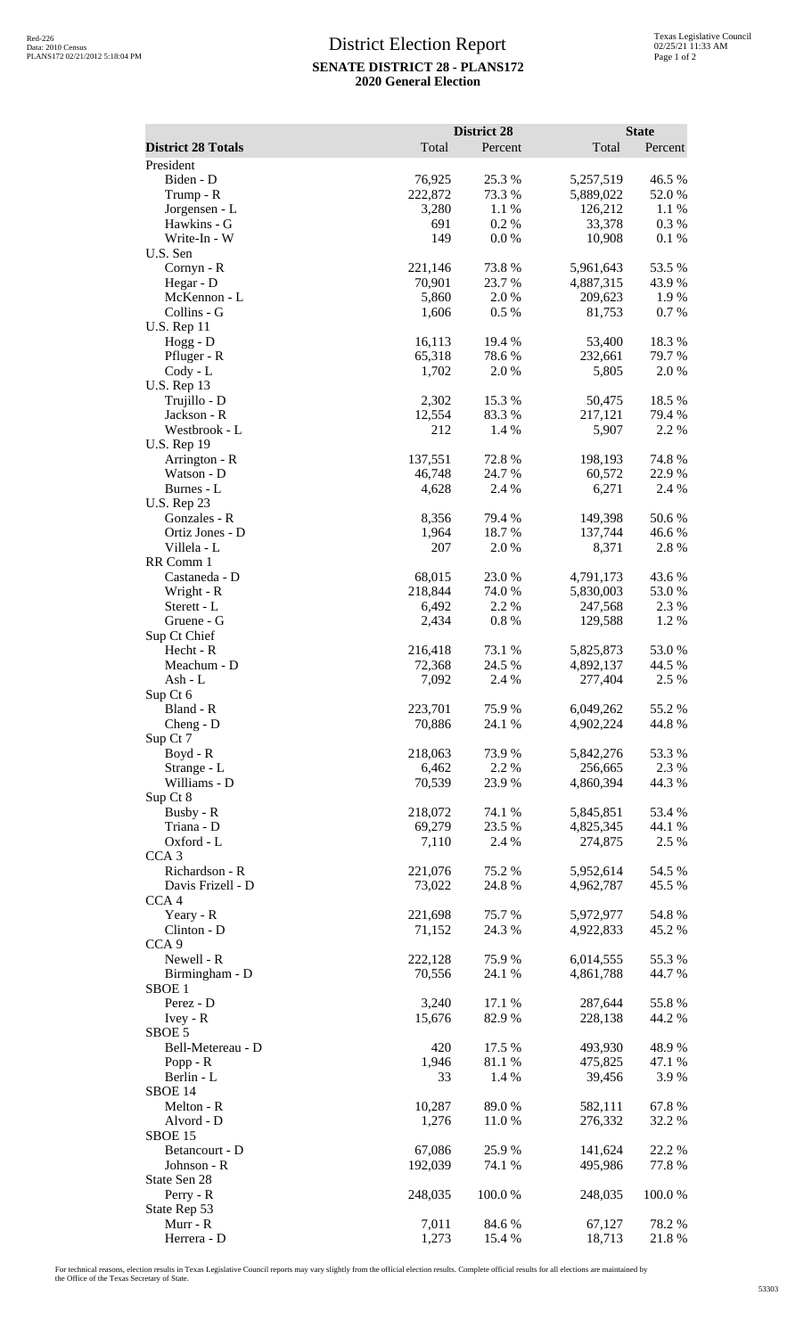# District Election Report

**SENATE DISTRICT 28 - PLANS172**
**2020 General Election**

| District 28 Totals | District 28 Total | District 28 Percent | State Total | State Percent |
|---|---|---|---|---|
| President | | | | |
| Biden - D | 76,925 | 25.3 % | 5,257,519 | 46.5 % |
| Trump - R | 222,872 | 73.3 % | 5,889,022 | 52.0 % |
| Jorgensen - L | 3,280 | 1.1 % | 126,212 | 1.1 % |
| Hawkins - G | 691 | 0.2 % | 33,378 | 0.3 % |
| Write-In - W | 149 | 0.0 % | 10,908 | 0.1 % |
| U.S. Sen | | | | |
| Cornyn - R | 221,146 | 73.8 % | 5,961,643 | 53.5 % |
| Hegar - D | 70,901 | 23.7 % | 4,887,315 | 43.9 % |
| McKennon - L | 5,860 | 2.0 % | 209,623 | 1.9 % |
| Collins - G | 1,606 | 0.5 % | 81,753 | 0.7 % |
| U.S. Rep 11 | | | | |
| Hogg - D | 16,113 | 19.4 % | 53,400 | 18.3 % |
| Pfluger - R | 65,318 | 78.6 % | 232,661 | 79.7 % |
| Cody - L | 1,702 | 2.0 % | 5,805 | 2.0 % |
| U.S. Rep 13 | | | | |
| Trujillo - D | 2,302 | 15.3 % | 50,475 | 18.5 % |
| Jackson - R | 12,554 | 83.3 % | 217,121 | 79.4 % |
| Westbrook - L | 212 | 1.4 % | 5,907 | 2.2 % |
| U.S. Rep 19 | | | | |
| Arrington - R | 137,551 | 72.8 % | 198,193 | 74.8 % |
| Watson - D | 46,748 | 24.7 % | 60,572 | 22.9 % |
| Burnes - L | 4,628 | 2.4 % | 6,271 | 2.4 % |
| U.S. Rep 23 | | | | |
| Gonzales - R | 8,356 | 79.4 % | 149,398 | 50.6 % |
| Ortiz Jones - D | 1,964 | 18.7 % | 137,744 | 46.6 % |
| Villela - L | 207 | 2.0 % | 8,371 | 2.8 % |
| RR Comm 1 | | | | |
| Castaneda - D | 68,015 | 23.0 % | 4,791,173 | 43.6 % |
| Wright - R | 218,844 | 74.0 % | 5,830,003 | 53.0 % |
| Sterett - L | 6,492 | 2.2 % | 247,568 | 2.3 % |
| Gruene - G | 2,434 | 0.8 % | 129,588 | 1.2 % |
| Sup Ct Chief | | | | |
| Hecht - R | 216,418 | 73.1 % | 5,825,873 | 53.0 % |
| Meachum - D | 72,368 | 24.5 % | 4,892,137 | 44.5 % |
| Ash - L | 7,092 | 2.4 % | 277,404 | 2.5 % |
| Sup Ct 6 | | | | |
| Bland - R | 223,701 | 75.9 % | 6,049,262 | 55.2 % |
| Cheng - D | 70,886 | 24.1 % | 4,902,224 | 44.8 % |
| Sup Ct 7 | | | | |
| Boyd - R | 218,063 | 73.9 % | 5,842,276 | 53.3 % |
| Strange - L | 6,462 | 2.2 % | 256,665 | 2.3 % |
| Williams - D | 70,539 | 23.9 % | 4,860,394 | 44.3 % |
| Sup Ct 8 | | | | |
| Busby - R | 218,072 | 74.1 % | 5,845,851 | 53.4 % |
| Triana - D | 69,279 | 23.5 % | 4,825,345 | 44.1 % |
| Oxford - L | 7,110 | 2.4 % | 274,875 | 2.5 % |
| CCA 3 | | | | |
| Richardson - R | 221,076 | 75.2 % | 5,952,614 | 54.5 % |
| Davis Frizell - D | 73,022 | 24.8 % | 4,962,787 | 45.5 % |
| CCA 4 | | | | |
| Yeary - R | 221,698 | 75.7 % | 5,972,977 | 54.8 % |
| Clinton - D | 71,152 | 24.3 % | 4,922,833 | 45.2 % |
| CCA 9 | | | | |
| Newell - R | 222,128 | 75.9 % | 6,014,555 | 55.3 % |
| Birmingham - D | 70,556 | 24.1 % | 4,861,788 | 44.7 % |
| SBOE 1 | | | | |
| Perez - D | 3,240 | 17.1 % | 287,644 | 55.8 % |
| Ivey - R | 15,676 | 82.9 % | 228,138 | 44.2 % |
| SBOE 5 | | | | |
| Bell-Metereau - D | 420 | 17.5 % | 493,930 | 48.9 % |
| Popp - R | 1,946 | 81.1 % | 475,825 | 47.1 % |
| Berlin - L | 33 | 1.4 % | 39,456 | 3.9 % |
| SBOE 14 | | | | |
| Melton - R | 10,287 | 89.0 % | 582,111 | 67.8 % |
| Alvord - D | 1,276 | 11.0 % | 276,332 | 32.2 % |
| SBOE 15 | | | | |
| Betancourt - D | 67,086 | 25.9 % | 141,624 | 22.2 % |
| Johnson - R | 192,039 | 74.1 % | 495,986 | 77.8 % |
| State Sen 28 | | | | |
| Perry - R | 248,035 | 100.0 % | 248,035 | 100.0 % |
| State Rep 53 | | | | |
| Murr - R | 7,011 | 84.6 % | 67,127 | 78.2 % |
| Herrera - D | 1,273 | 15.4 % | 18,713 | 21.8 % |

For technical reasons, election results in Texas Legislative Council reports may vary slightly from the official election results. Complete official results for all elections are maintained by the Office of the Texas Secretary of State.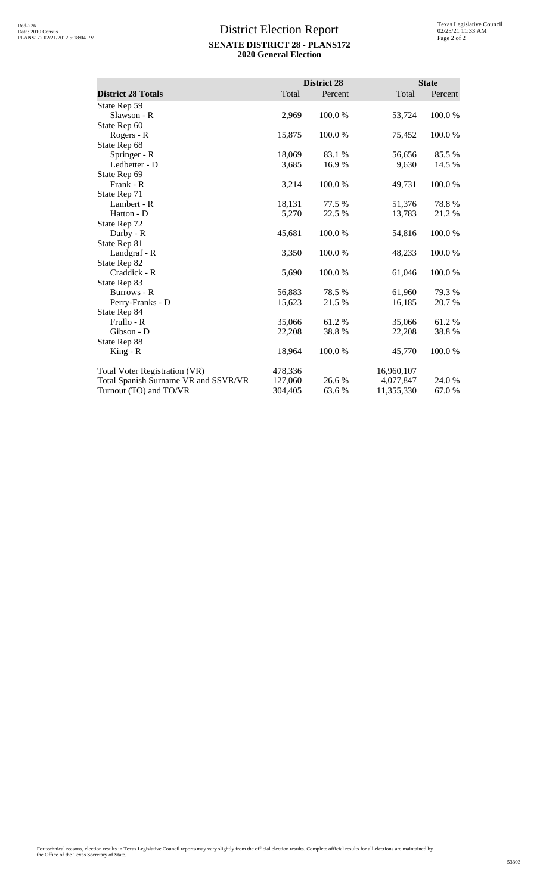# District Election Report

**SENATE DISTRICT 28 - PLANS172**
**2020 General Election**

| | District 28 | | State | |
|---|---|---|---|---|
| **District 28 Totals** | Total | Percent | Total | Percent |
| State Rep 59 | | | | |
| Slawson - R | 2,969 | 100.0 % | 53,724 | 100.0 % |
| State Rep 60 | | | | |
| Rogers - R | 15,875 | 100.0 % | 75,452 | 100.0 % |
| State Rep 68 | | | | |
| Springer - R | 18,069 | 83.1 % | 56,656 | 85.5 % |
| Ledbetter - D | 3,685 | 16.9 % | 9,630 | 14.5 % |
| State Rep 69 | | | | |
| Frank - R | 3,214 | 100.0 % | 49,731 | 100.0 % |
| State Rep 71 | | | | |
| Lambert - R | 18,131 | 77.5 % | 51,376 | 78.8 % |
| Hatton - D | 5,270 | 22.5 % | 13,783 | 21.2 % |
| State Rep 72 | | | | |
| Darby - R | 45,681 | 100.0 % | 54,816 | 100.0 % |
| State Rep 81 | | | | |
| Landgraf - R | 3,350 | 100.0 % | 48,233 | 100.0 % |
| State Rep 82 | | | | |
| Craddick - R | 5,690 | 100.0 % | 61,046 | 100.0 % |
| State Rep 83 | | | | |
| Burrows - R | 56,883 | 78.5 % | 61,960 | 79.3 % |
| Perry-Franks - D | 15,623 | 21.5 % | 16,185 | 20.7 % |
| State Rep 84 | | | | |
| Frullo - R | 35,066 | 61.2 % | 35,066 | 61.2 % |
| Gibson - D | 22,208 | 38.8 % | 22,208 | 38.8 % |
| State Rep 88 | | | | |
| King - R | 18,964 | 100.0 % | 45,770 | 100.0 % |
| Total Voter Registration (VR) | 478,336 | | 16,960,107 | |
| Total Spanish Surname VR and SSVR/VR | 127,060 | 26.6 % | 4,077,847 | 24.0 % |
| Turnout (TO) and TO/VR | 304,405 | 63.6 % | 11,355,330 | 67.0 % |

For technical reasons, election results in Texas Legislative Council reports may vary slightly from the official election results. Complete official results for all elections are maintained by the Office of the Texas Secretary of State.